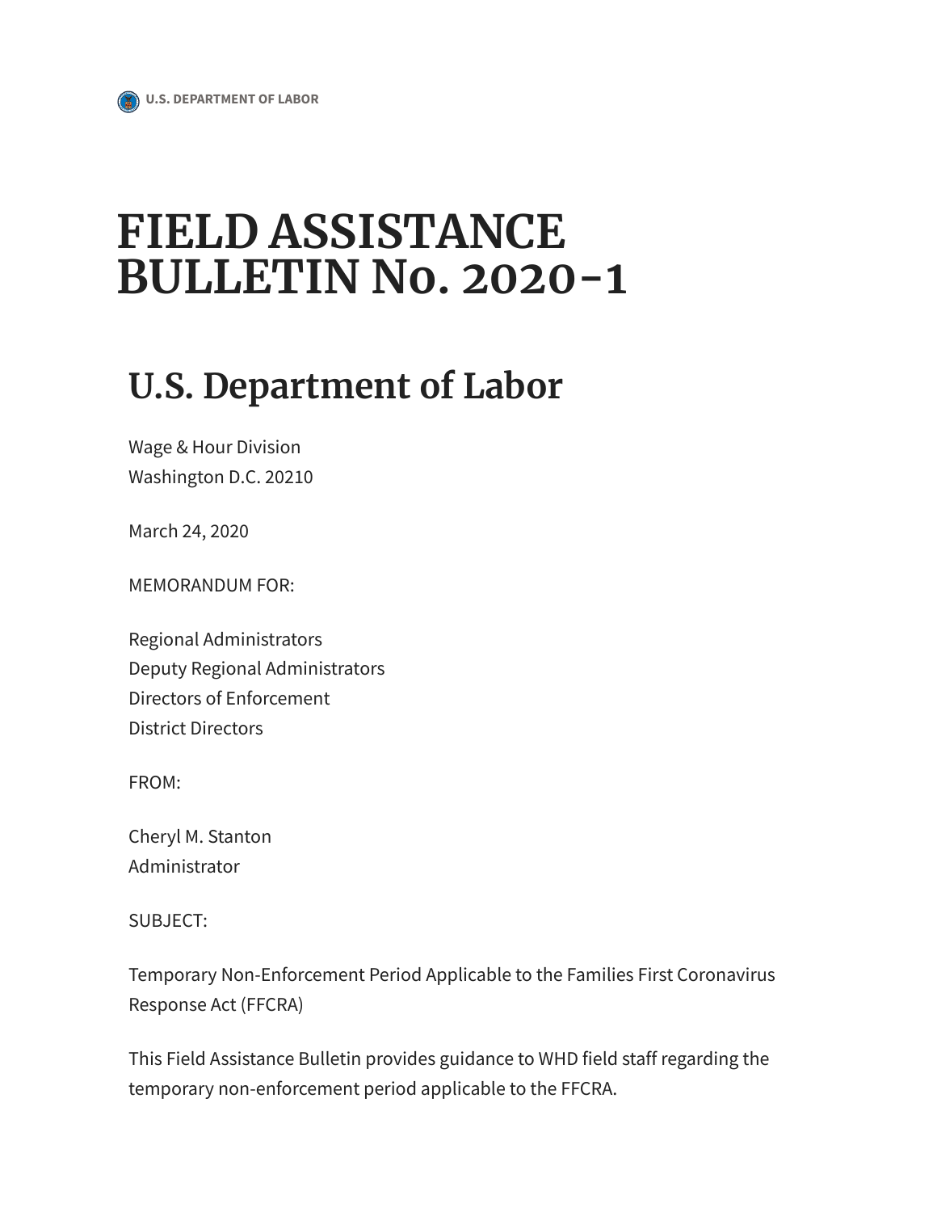# FIELD ASSISTANCE BULLETIN No. 2020-1

## U.S. Department of Labor

Wage & Hour Division
Washington D.C. 20210

March 24, 2020

MEMORANDUM FOR:

Regional Administrators
Deputy Regional Administrators
Directors of Enforcement
District Directors

FROM:

Cheryl M. Stanton
Administrator

SUBJECT:

Temporary Non-Enforcement Period Applicable to the Families First Coronavirus Response Act (FFCRA)

This Field Assistance Bulletin provides guidance to WHD field staff regarding the temporary non-enforcement period applicable to the FFCRA.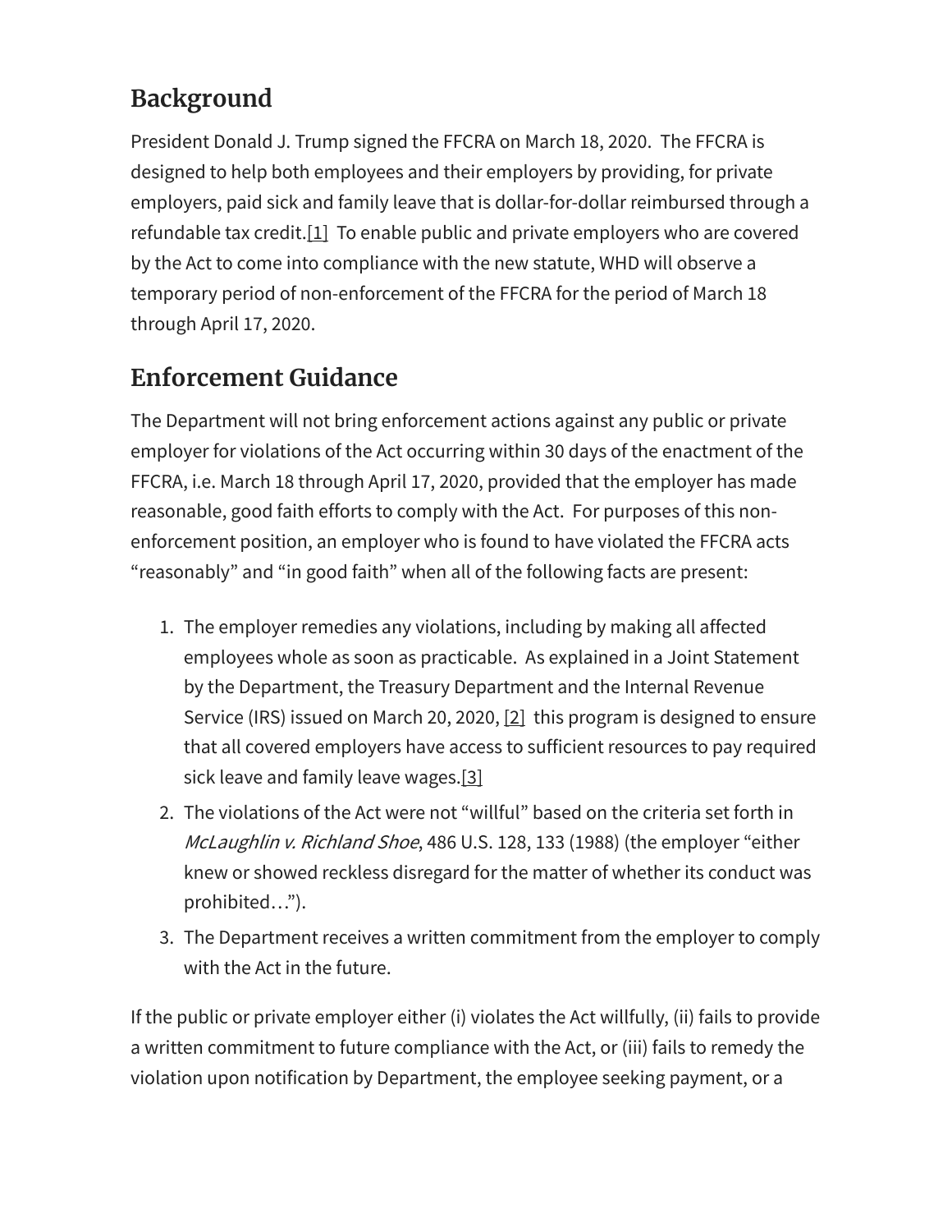## Background

President Donald J. Trump signed the FFCRA on March 18, 2020. The FFCRA is designed to help both employees and their employers by providing, for private employers, paid sick and family leave that is dollar-for-dollar reimbursed through a refundable tax credit.[1] To enable public and private employers who are covered by the Act to come into compliance with the new statute, WHD will observe a temporary period of non-enforcement of the FFCRA for the period of March 18 through April 17, 2020.

## Enforcement Guidance

The Department will not bring enforcement actions against any public or private employer for violations of the Act occurring within 30 days of the enactment of the FFCRA, i.e. March 18 through April 17, 2020, provided that the employer has made reasonable, good faith efforts to comply with the Act. For purposes of this non-enforcement position, an employer who is found to have violated the FFCRA acts "reasonably" and "in good faith" when all of the following facts are present:

1. The employer remedies any violations, including by making all affected employees whole as soon as practicable. As explained in a Joint Statement by the Department, the Treasury Department and the Internal Revenue Service (IRS) issued on March 20, 2020, [2] this program is designed to ensure that all covered employers have access to sufficient resources to pay required sick leave and family leave wages.[3]
2. The violations of the Act were not "willful" based on the criteria set forth in *McLaughlin v. Richland Shoe*, 486 U.S. 128, 133 (1988) (the employer "either knew or showed reckless disregard for the matter of whether its conduct was prohibited…").
3. The Department receives a written commitment from the employer to comply with the Act in the future.

If the public or private employer either (i) violates the Act willfully, (ii) fails to provide a written commitment to future compliance with the Act, or (iii) fails to remedy the violation upon notification by Department, the employee seeking payment, or a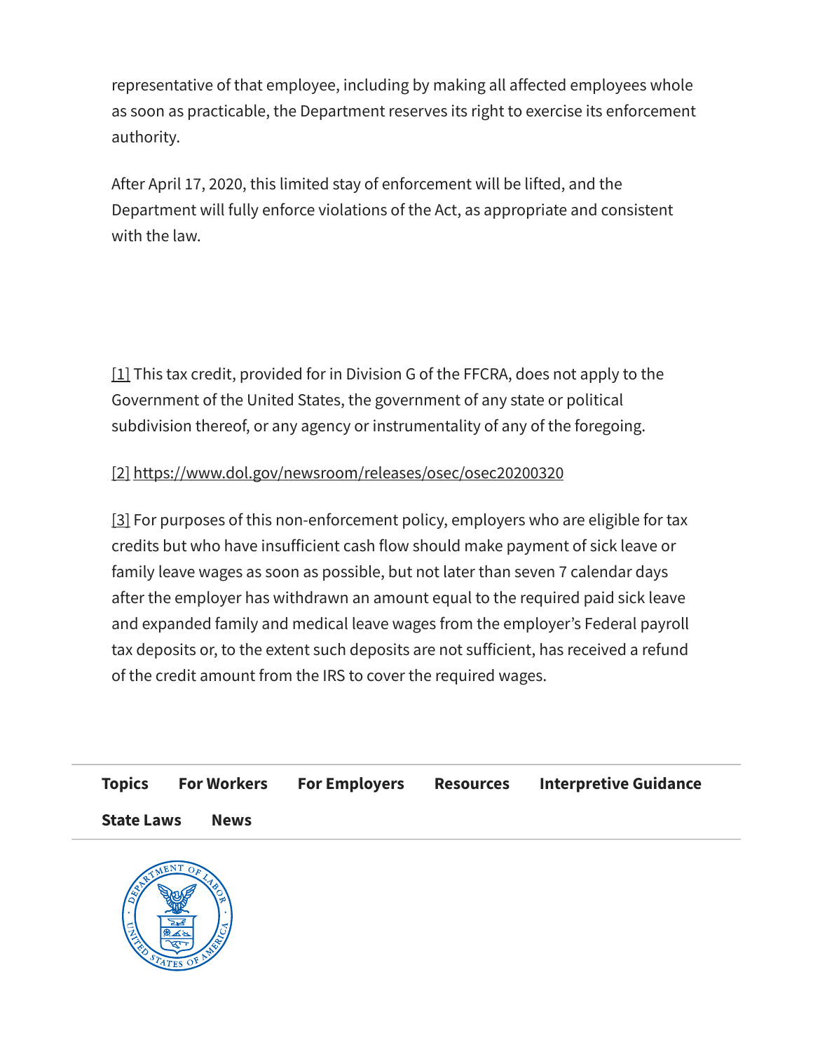representative of that employee, including by making all affected employees whole as soon as practicable, the Department reserves its right to exercise its enforcement authority.

After April 17, 2020, this limited stay of enforcement will be lifted, and the Department will fully enforce violations of the Act, as appropriate and consistent with the law.

[1] This tax credit, provided for in Division G of the FFCRA, does not apply to the Government of the United States, the government of any state or political subdivision thereof, or any agency or instrumentality of any of the foregoing.

[2] https://www.dol.gov/newsroom/releases/osec/osec20200320

[3] For purposes of this non-enforcement policy, employers who are eligible for tax credits but who have insufficient cash flow should make payment of sick leave or family leave wages as soon as possible, but not later than seven 7 calendar days after the employer has withdrawn an amount equal to the required paid sick leave and expanded family and medical leave wages from the employer's Federal payroll tax deposits or, to the extent such deposits are not sufficient, has received a refund of the credit amount from the IRS to cover the required wages.

**Topics** **For Workers** **For Employers** **Resources** **Interpretive Guidance** **State Laws** **News**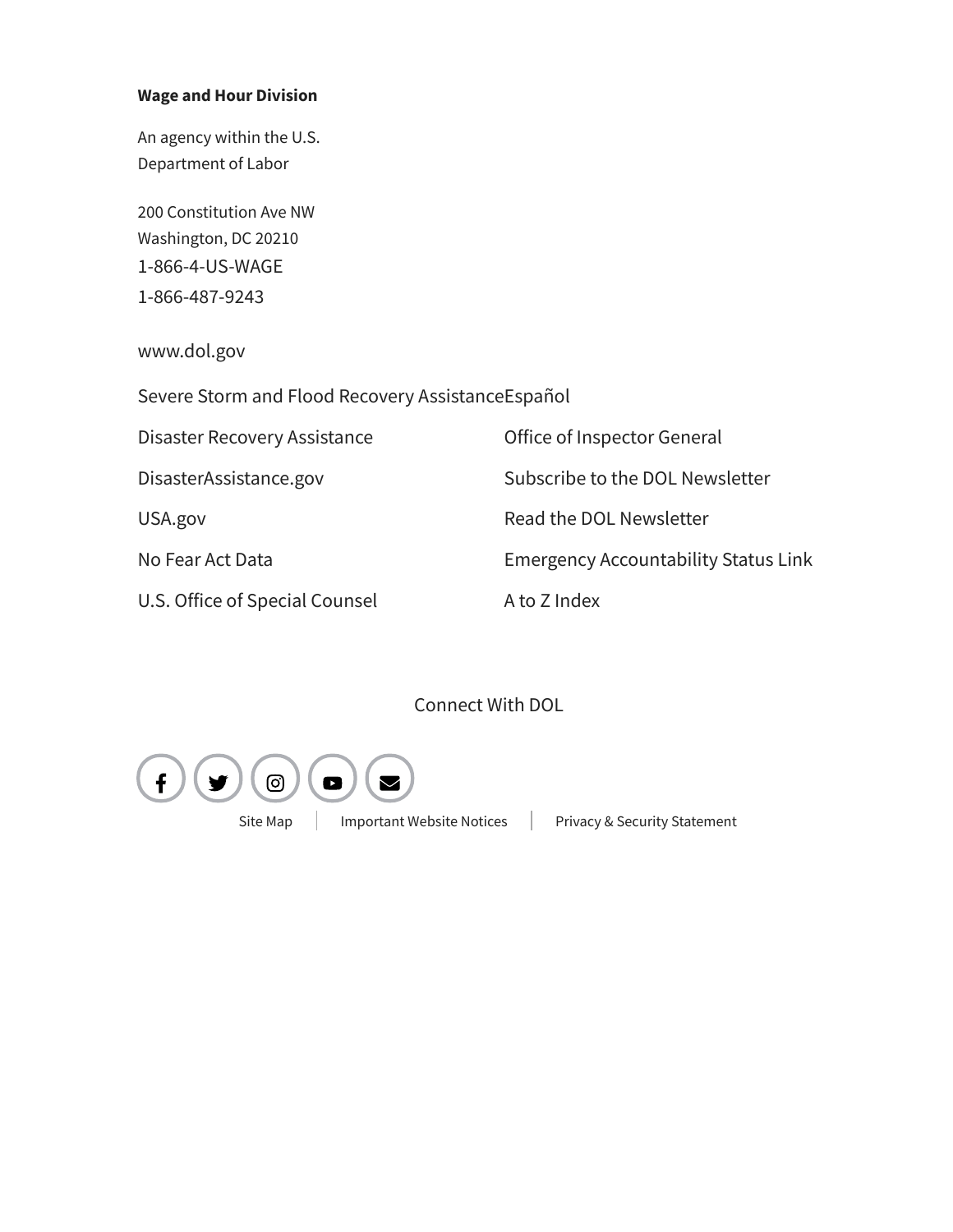**Wage and Hour Division**

An agency within the U.S. Department of Labor

200 Constitution Ave NW
Washington, DC 20210
1-866-4-US-WAGE
1-866-487-9243

www.dol.gov

Severe Storm and Flood Recovery AssistanceEspañol

Disaster Recovery Assistance

DisasterAssistance.gov

USA.gov

No Fear Act Data

U.S. Office of Special Counsel

Office of Inspector General

Subscribe to the DOL Newsletter

Read the DOL Newsletter

Emergency Accountability Status Link

A to Z Index

Connect With DOL

Site Map | Important Website Notices | Privacy & Security Statement